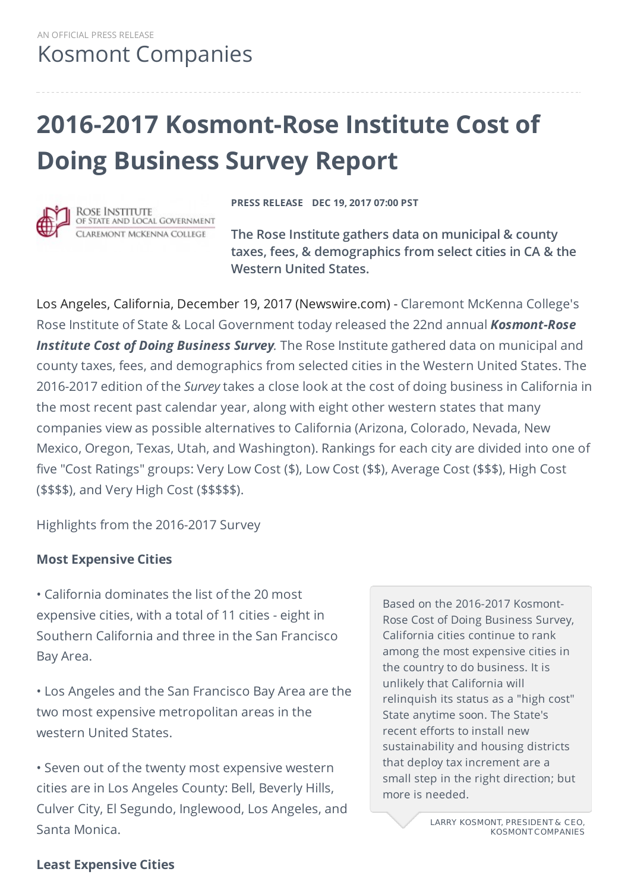AN OFFICIAL PRESS RELEASE

Kosmont Companies

# 2016-2017 Kosmont-Rose Institute Cost of Doing Business Survey Report

ROSE INSTITUTE OF STATE AND LOCAL GOVERNMENT CLAREMONT MCKENNA COLLEGE

**PRESS RELEASE DEC 19, 2017 07:00 PST**

**The Rose Institute gathers data on municipal & county taxes, fees, & demographics from select cities in CA & the Western United States.**

Los Angeles, California, December 19, 2017 (Newswire.com) - Claremont McKenna College's Rose Institute of State & Local Government today released the 22nd annual ***Kosmont-Rose Institute Cost of Doing Business Survey***. The Rose Institute gathered data on municipal and county taxes, fees, and demographics from selected cities in the Western United States. The 2016-2017 edition of the *Survey* takes a close look at the cost of doing business in California in the most recent past calendar year, along with eight other western states that many companies view as possible alternatives to California (Arizona, Colorado, Nevada, New Mexico, Oregon, Texas, Utah, and Washington). Rankings for each city are divided into one of five "Cost Ratings" groups: Very Low Cost ($), Low Cost ($$), Average Cost ($$$), High Cost ($$$$), and Very High Cost ($$$$$).

Highlights from the 2016-2017 Survey

**Most Expensive Cities**

• California dominates the list of the 20 most expensive cities, with a total of 11 cities - eight in Southern California and three in the San Francisco Bay Area.

• Los Angeles and the San Francisco Bay Area are the two most expensive metropolitan areas in the western United States.

• Seven out of the twenty most expensive western cities are in Los Angeles County: Bell, Beverly Hills, Culver City, El Segundo, Inglewood, Los Angeles, and Santa Monica.

> Based on the 2016-2017 Kosmont-Rose Cost of Doing Business Survey, California cities continue to rank among the most expensive cities in the country to do business. It is unlikely that California will relinquish its status as a "high cost" State anytime soon. The State's recent efforts to install new sustainability and housing districts that deploy tax increment are a small step in the right direction; but more is needed.
>
> LARRY KOSMONT, PRESIDENT & CEO, KOSMONT COMPANIES

**Least Expensive Cities**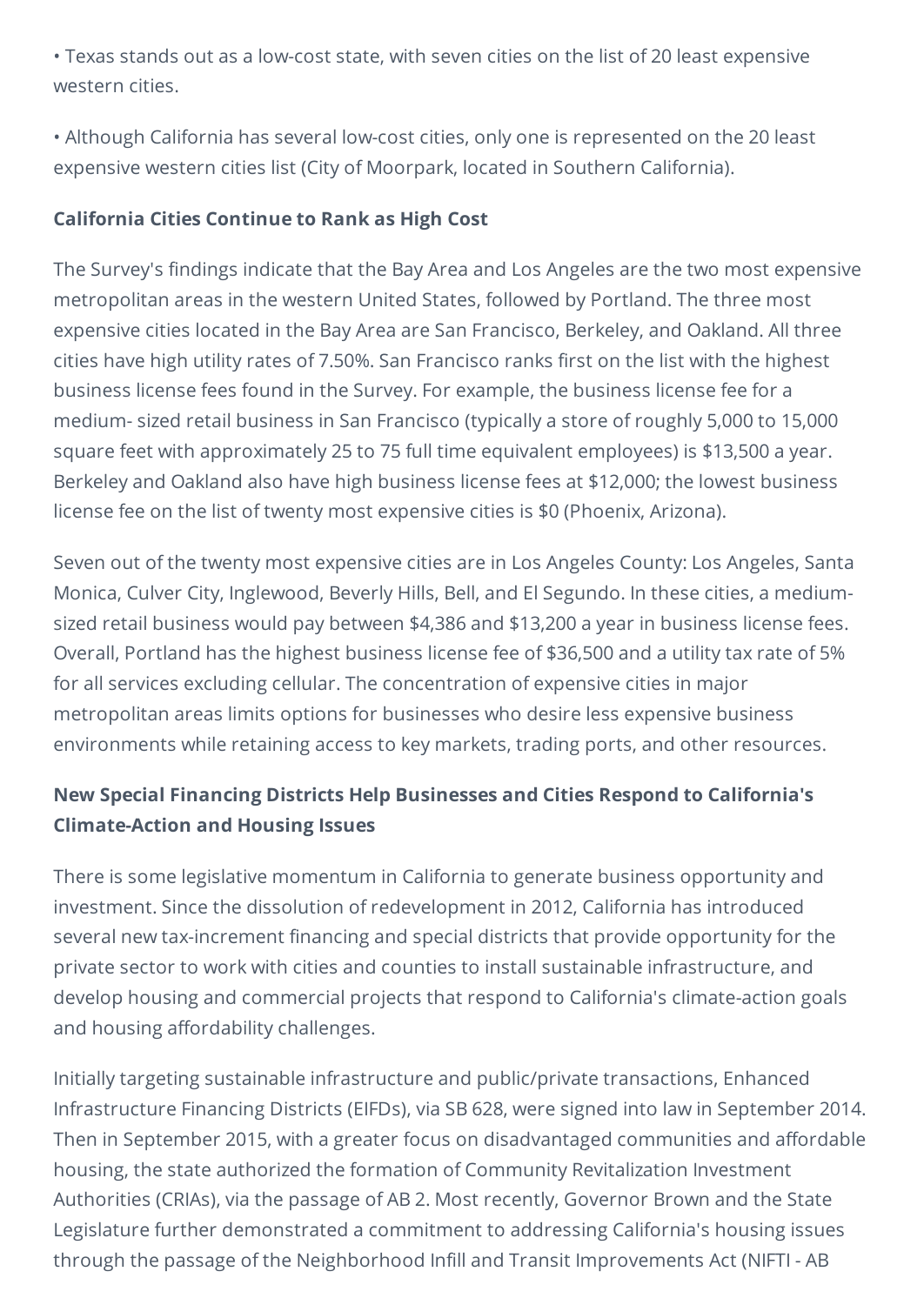• Texas stands out as a low-cost state, with seven cities on the list of 20 least expensive western cities.

• Although California has several low-cost cities, only one is represented on the 20 least expensive western cities list (City of Moorpark, located in Southern California).

**California Cities Continue to Rank as High Cost**

The Survey's findings indicate that the Bay Area and Los Angeles are the two most expensive metropolitan areas in the western United States, followed by Portland. The three most expensive cities located in the Bay Area are San Francisco, Berkeley, and Oakland. All three cities have high utility rates of 7.50%. San Francisco ranks first on the list with the highest business license fees found in the Survey. For example, the business license fee for a medium- sized retail business in San Francisco (typically a store of roughly 5,000 to 15,000 square feet with approximately 25 to 75 full time equivalent employees) is $13,500 a year. Berkeley and Oakland also have high business license fees at $12,000; the lowest business license fee on the list of twenty most expensive cities is $0 (Phoenix, Arizona).

Seven out of the twenty most expensive cities are in Los Angeles County: Los Angeles, Santa Monica, Culver City, Inglewood, Beverly Hills, Bell, and El Segundo. In these cities, a medium-sized retail business would pay between $4,386 and $13,200 a year in business license fees. Overall, Portland has the highest business license fee of $36,500 and a utility tax rate of 5% for all services excluding cellular. The concentration of expensive cities in major metropolitan areas limits options for businesses who desire less expensive business environments while retaining access to key markets, trading ports, and other resources.

**New Special Financing Districts Help Businesses and Cities Respond to California's Climate-Action and Housing Issues**

There is some legislative momentum in California to generate business opportunity and investment. Since the dissolution of redevelopment in 2012, California has introduced several new tax-increment financing and special districts that provide opportunity for the private sector to work with cities and counties to install sustainable infrastructure, and develop housing and commercial projects that respond to California's climate-action goals and housing affordability challenges.

Initially targeting sustainable infrastructure and public/private transactions, Enhanced Infrastructure Financing Districts (EIFDs), via SB 628, were signed into law in September 2014. Then in September 2015, with a greater focus on disadvantaged communities and affordable housing, the state authorized the formation of Community Revitalization Investment Authorities (CRIAs), via the passage of AB 2. Most recently, Governor Brown and the State Legislature further demonstrated a commitment to addressing California's housing issues through the passage of the Neighborhood Infill and Transit Improvements Act (NIFTI - AB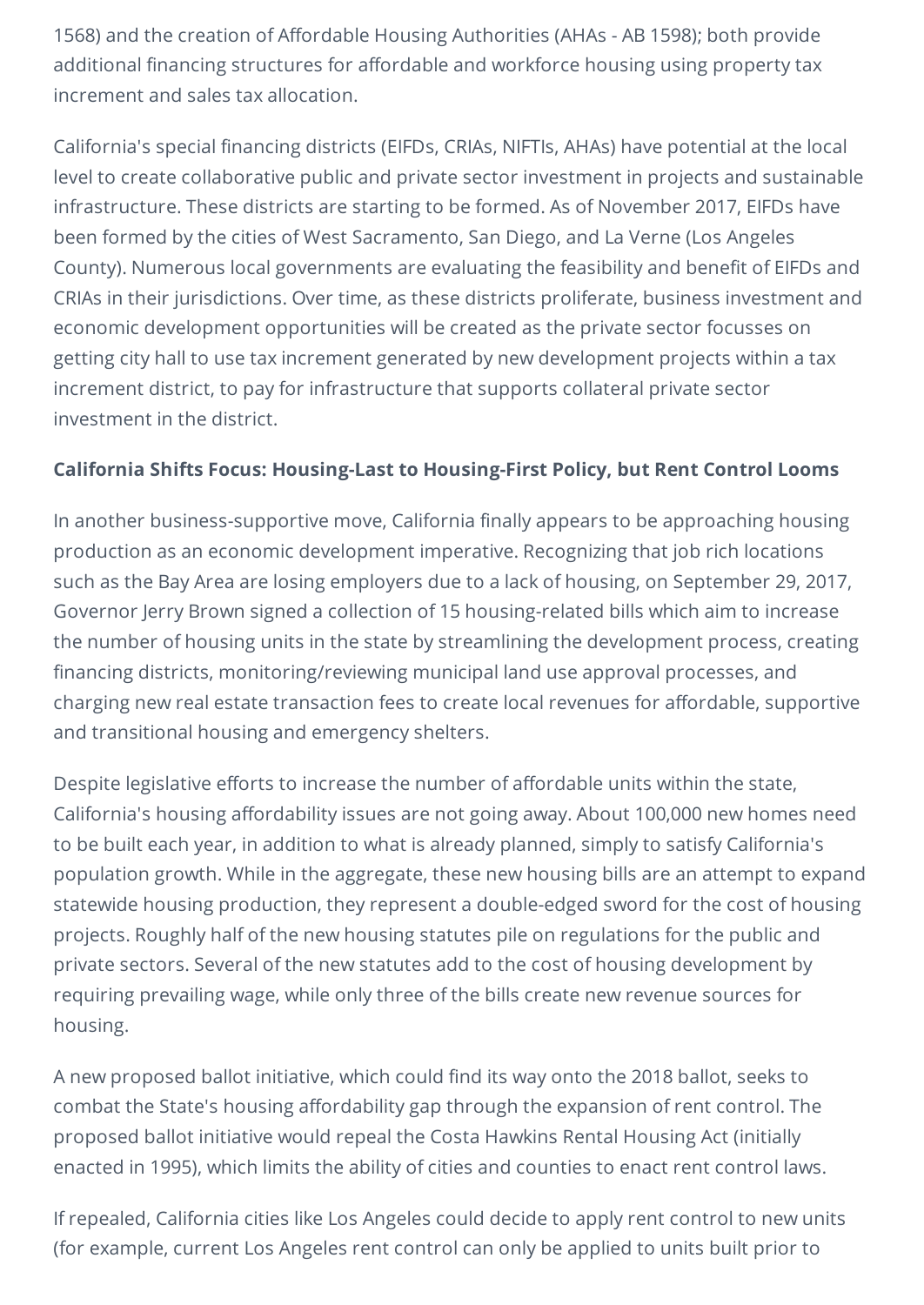1568) and the creation of Affordable Housing Authorities (AHAs - AB 1598); both provide additional financing structures for affordable and workforce housing using property tax increment and sales tax allocation.

California's special financing districts (EIFDs, CRIAs, NIFTIs, AHAs) have potential at the local level to create collaborative public and private sector investment in projects and sustainable infrastructure. These districts are starting to be formed. As of November 2017, EIFDs have been formed by the cities of West Sacramento, San Diego, and La Verne (Los Angeles County). Numerous local governments are evaluating the feasibility and benefit of EIFDs and CRIAs in their jurisdictions. Over time, as these districts proliferate, business investment and economic development opportunities will be created as the private sector focusses on getting city hall to use tax increment generated by new development projects within a tax increment district, to pay for infrastructure that supports collateral private sector investment in the district.

**California Shifts Focus: Housing-Last to Housing-First Policy, but Rent Control Looms**

In another business-supportive move, California finally appears to be approaching housing production as an economic development imperative. Recognizing that job rich locations such as the Bay Area are losing employers due to a lack of housing, on September 29, 2017, Governor Jerry Brown signed a collection of 15 housing-related bills which aim to increase the number of housing units in the state by streamlining the development process, creating financing districts, monitoring/reviewing municipal land use approval processes, and charging new real estate transaction fees to create local revenues for affordable, supportive and transitional housing and emergency shelters.

Despite legislative efforts to increase the number of affordable units within the state, California's housing affordability issues are not going away. About 100,000 new homes need to be built each year, in addition to what is already planned, simply to satisfy California's population growth. While in the aggregate, these new housing bills are an attempt to expand statewide housing production, they represent a double-edged sword for the cost of housing projects. Roughly half of the new housing statutes pile on regulations for the public and private sectors. Several of the new statutes add to the cost of housing development by requiring prevailing wage, while only three of the bills create new revenue sources for housing.

A new proposed ballot initiative, which could find its way onto the 2018 ballot, seeks to combat the State's housing affordability gap through the expansion of rent control. The proposed ballot initiative would repeal the Costa Hawkins Rental Housing Act (initially enacted in 1995), which limits the ability of cities and counties to enact rent control laws.

If repealed, California cities like Los Angeles could decide to apply rent control to new units (for example, current Los Angeles rent control can only be applied to units built prior to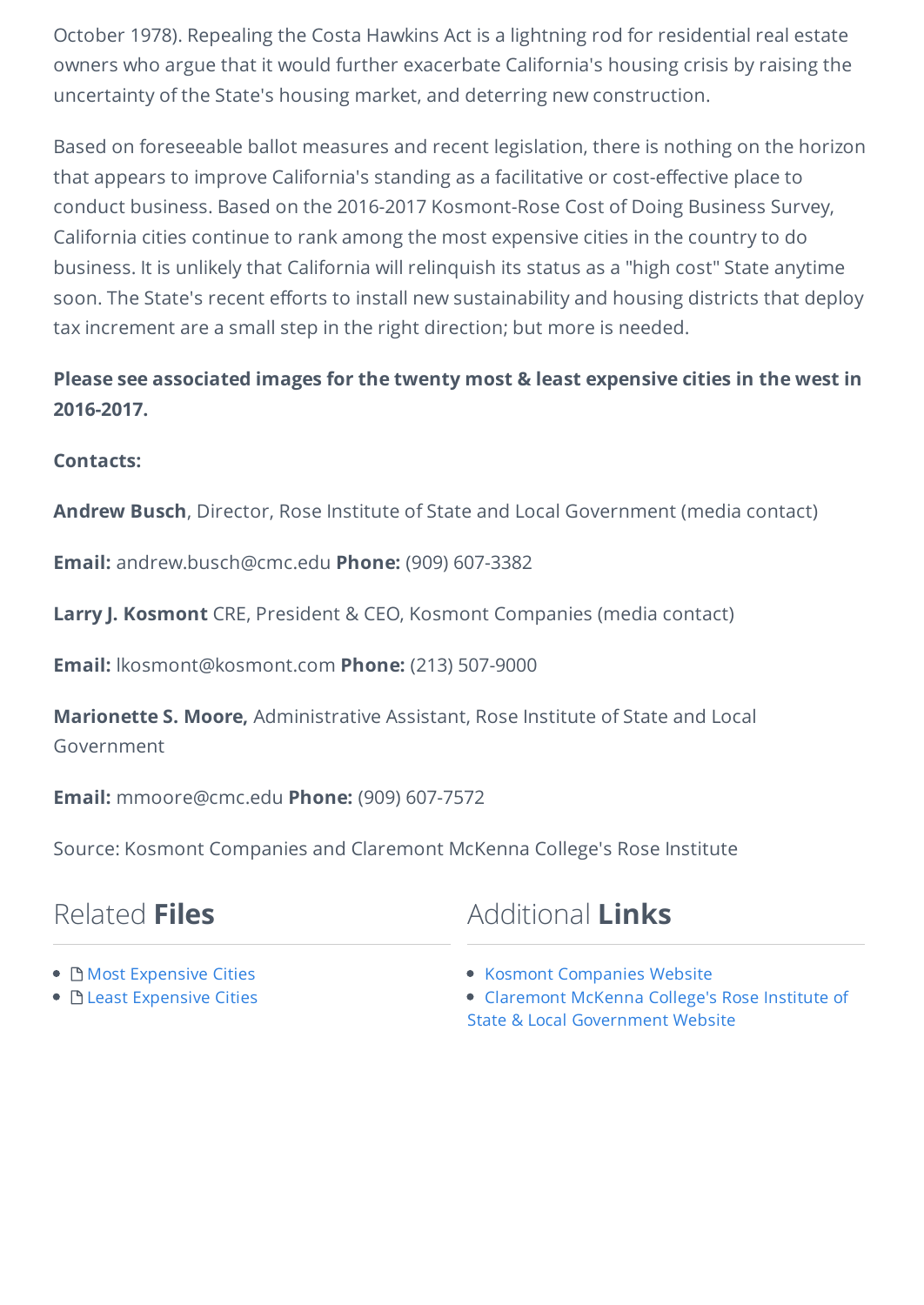October 1978). Repealing the Costa Hawkins Act is a lightning rod for residential real estate owners who argue that it would further exacerbate California's housing crisis by raising the uncertainty of the State's housing market, and deterring new construction.

Based on foreseeable ballot measures and recent legislation, there is nothing on the horizon that appears to improve California's standing as a facilitative or cost-effective place to conduct business. Based on the 2016-2017 Kosmont-Rose Cost of Doing Business Survey, California cities continue to rank among the most expensive cities in the country to do business. It is unlikely that California will relinquish its status as a "high cost" State anytime soon. The State's recent efforts to install new sustainability and housing districts that deploy tax increment are a small step in the right direction; but more is needed.

**Please see associated images for the twenty most & least expensive cities in the west in 2016-2017.**

**Contacts:**

**Andrew Busch**, Director, Rose Institute of State and Local Government (media contact)

**Email:** andrew.busch@cmc.edu **Phone:** (909) 607-3382

**Larry J. Kosmont** CRE, President & CEO, Kosmont Companies (media contact)

**Email:** lkosmont@kosmont.com **Phone:** (213) 507-9000

**Marionette S. Moore,** Administrative Assistant, Rose Institute of State and Local Government

**Email:** mmoore@cmc.edu **Phone:** (909) 607-7572

Source: Kosmont Companies and Claremont McKenna College's Rose Institute

## Related **Files**

- Most Expensive Cities
- Least Expensive Cities

## Additional **Links**

- Kosmont Companies Website
- Claremont McKenna College's Rose Institute of State & Local Government Website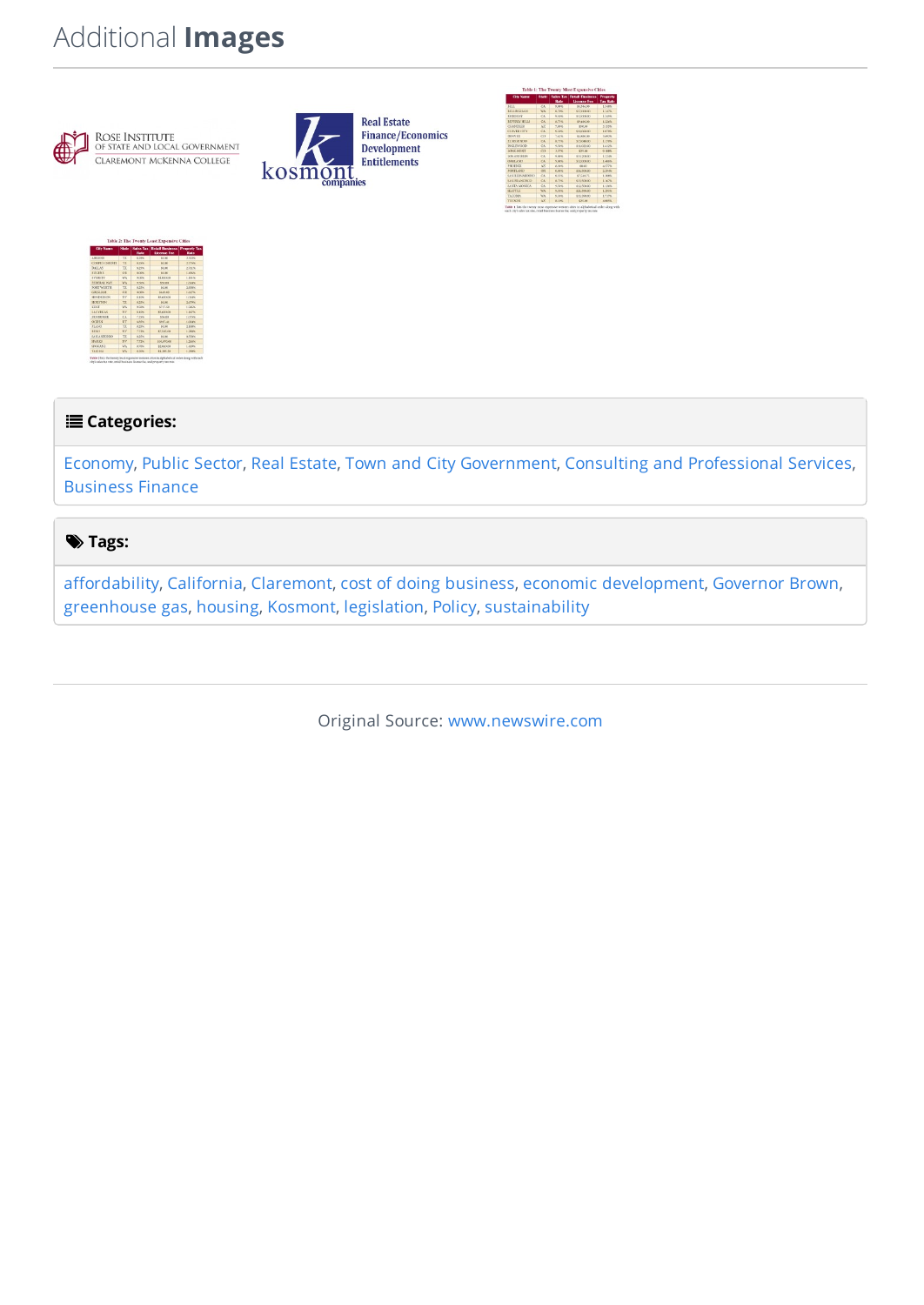# Additional **Images**

**Categories:**

Economy, Public Sector, Real Estate, Town and City Government, Consulting and Professional Services, Business Finance

**Tags:**

affordability, California, Claremont, cost of doing business, economic development, Governor Brown, greenhouse gas, housing, Kosmont, legislation, Policy, sustainability

Original Source: www.newswire.com